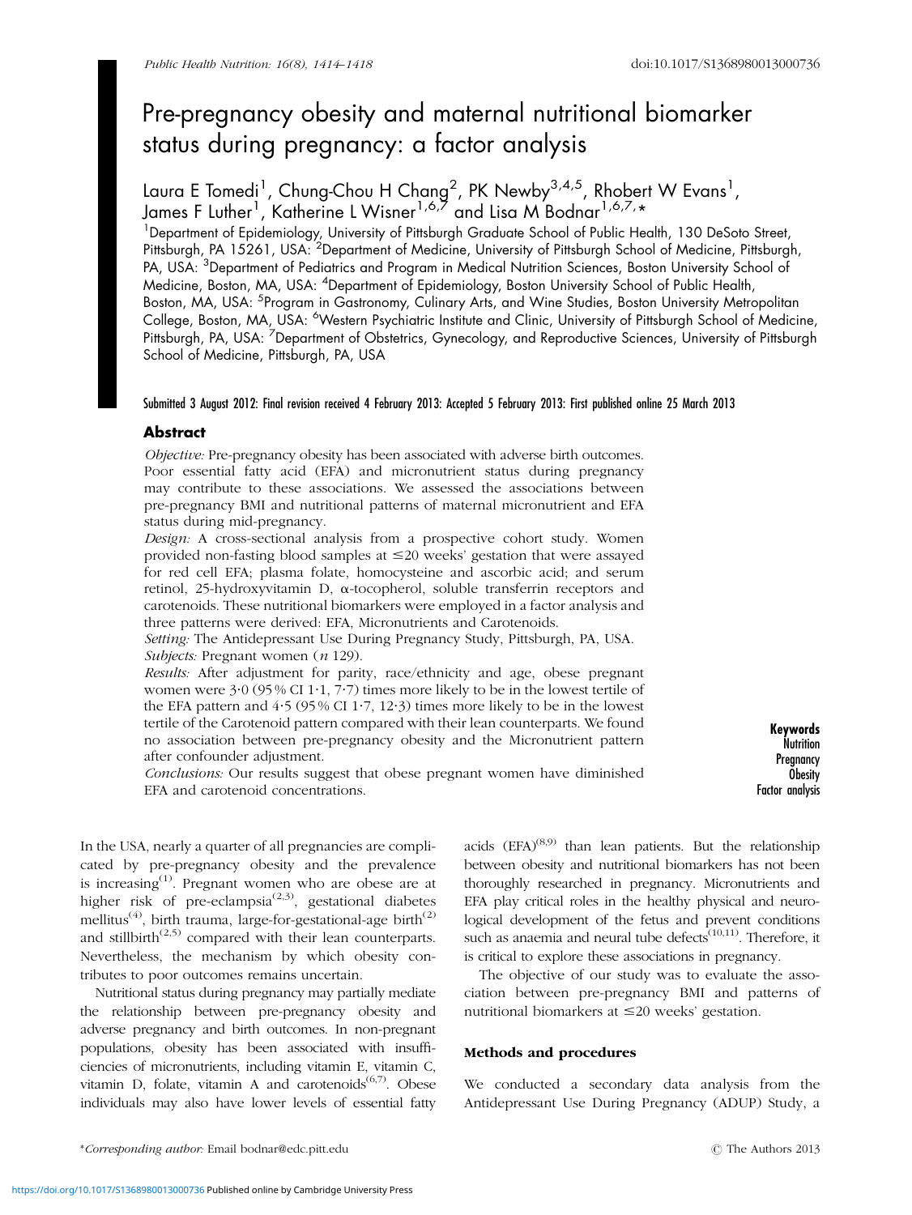# Pre-pregnancy obesity and maternal nutritional biomarker status during pregnancy: a factor analysis

Laura E Tomedi[1], Chung-Chou H Chang[2], PK Newby[3,4,5], Rhobert W Evans[1], James F Luther[1], Katherine L Wisner[1,6,7] and Lisa M Bodnar[1,6,7,]*

[1]Department of Epidemiology, University of Pittsburgh Graduate School of Public Health, 130 DeSoto Street, Pittsburgh, PA 15261, USA: [2]Department of Medicine, University of Pittsburgh School of Medicine, Pittsburgh, PA, USA: [3]Department of Pediatrics and Program in Medical Nutrition Sciences, Boston University School of Medicine, Boston, MA, USA: [4]Department of Epidemiology, Boston University School of Public Health, Boston, MA, USA: [5]Program in Gastronomy, Culinary Arts, and Wine Studies, Boston University Metropolitan College, Boston, MA, USA: [6]Western Psychiatric Institute and Clinic, University of Pittsburgh School of Medicine, Pittsburgh, PA, USA: [7]Department of Obstetrics, Gynecology, and Reproductive Sciences, University of Pittsburgh School of Medicine, Pittsburgh, PA, USA

Submitted 3 August 2012: Final revision received 4 February 2013: Accepted 5 February 2013: First published online 25 March 2013

## Abstract

*Objective:* Pre-pregnancy obesity has been associated with adverse birth outcomes. Poor essential fatty acid (EFA) and micronutrient status during pregnancy may contribute to these associations. We assessed the associations between pre-pregnancy BMI and nutritional patterns of maternal micronutrient and EFA status during mid-pregnancy.

*Design:* A cross-sectional analysis from a prospective cohort study. Women provided non-fasting blood samples at ≤20 weeks' gestation that were assayed for red cell EFA; plasma folate, homocysteine and ascorbic acid; and serum retinol, 25-hydroxyvitamin D, α-tocopherol, soluble transferrin receptors and carotenoids. These nutritional biomarkers were employed in a factor analysis and three patterns were derived: EFA, Micronutrients and Carotenoids.

*Setting:* The Antidepressant Use During Pregnancy Study, Pittsburgh, PA, USA.

*Subjects:* Pregnant women (*n* 129).

*Results:* After adjustment for parity, race/ethnicity and age, obese pregnant women were 3·0 (95 % CI 1·1, 7·7) times more likely to be in the lowest tertile of the EFA pattern and 4·5 (95 % CI 1·7, 12·3) times more likely to be in the lowest tertile of the Carotenoid pattern compared with their lean counterparts. We found no association between pre-pregnancy obesity and the Micronutrient pattern after confounder adjustment.

*Conclusions:* Our results suggest that obese pregnant women have diminished EFA and carotenoid concentrations.

**Keywords**
Nutrition
Pregnancy
Obesity
Factor analysis

In the USA, nearly a quarter of all pregnancies are complicated by pre-pregnancy obesity and the prevalence is increasing[1]. Pregnant women who are obese are at higher risk of pre-eclampsia[2,3], gestational diabetes mellitus[4], birth trauma, large-for-gestational-age birth[2] and stillbirth[2,5] compared with their lean counterparts. Nevertheless, the mechanism by which obesity contributes to poor outcomes remains uncertain.

Nutritional status during pregnancy may partially mediate the relationship between pre-pregnancy obesity and adverse pregnancy and birth outcomes. In non-pregnant populations, obesity has been associated with insufficiencies of micronutrients, including vitamin E, vitamin C, vitamin D, folate, vitamin A and carotenoids[6,7]. Obese individuals may also have lower levels of essential fatty acids (EFA)[8,9] than lean patients. But the relationship between obesity and nutritional biomarkers has not been thoroughly researched in pregnancy. Micronutrients and EFA play critical roles in the healthy physical and neurological development of the fetus and prevent conditions such as anaemia and neural tube defects[10,11]. Therefore, it is critical to explore these associations in pregnancy.

The objective of our study was to evaluate the association between pre-pregnancy BMI and patterns of nutritional biomarkers at ≤20 weeks' gestation.

### Methods and procedures

We conducted a secondary data analysis from the Antidepressant Use During Pregnancy (ADUP) Study, a

*Corresponding author: Email bodnar@edc.pitt.edu © The Authors 2013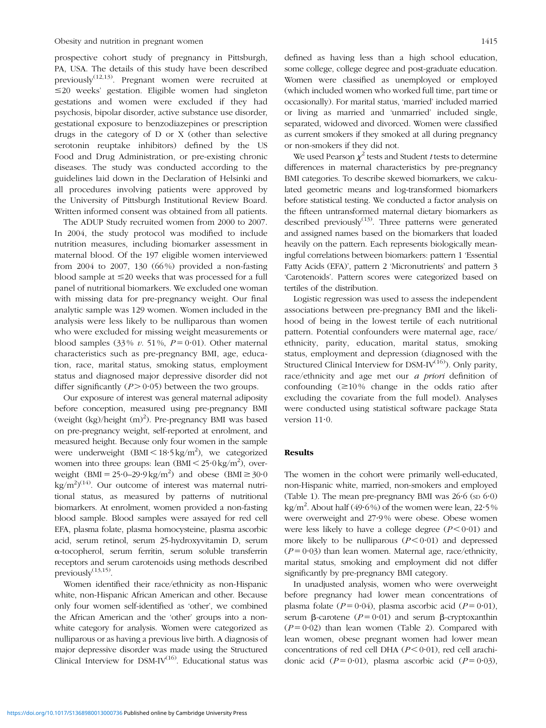prospective cohort study of pregnancy in Pittsburgh, PA, USA. The details of this study have been described previously[12,13]. Pregnant women were recruited at ≤20 weeks' gestation. Eligible women had singleton gestations and women were excluded if they had psychosis, bipolar disorder, active substance use disorder, gestational exposure to benzodiazepines or prescription drugs in the category of D or X (other than selective serotonin reuptake inhibitors) defined by the US Food and Drug Administration, or pre-existing chronic diseases. The study was conducted according to the guidelines laid down in the Declaration of Helsinki and all procedures involving patients were approved by the University of Pittsburgh Institutional Review Board. Written informed consent was obtained from all patients.

The ADUP Study recruited women from 2000 to 2007. In 2004, the study protocol was modified to include nutrition measures, including biomarker assessment in maternal blood. Of the 197 eligible women interviewed from 2004 to 2007, 130 (66 %) provided a non-fasting blood sample at ≤20 weeks that was processed for a full panel of nutritional biomarkers. We excluded one woman with missing data for pre-pregnancy weight. Our final analytic sample was 129 women. Women included in the analysis were less likely to be nulliparous than women who were excluded for missing weight measurements or blood samples (33 % *v.* 51 %, $P = 0{\cdot}01$). Other maternal characteristics such as pre-pregnancy BMI, age, education, race, marital status, smoking status, employment status and diagnosed major depressive disorder did not differ significantly ($P > 0{\cdot}05$) between the two groups.

Our exposure of interest was general maternal adiposity before conception, measured using pre-pregnancy BMI (weight (kg)/height (m)$^2$). Pre-pregnancy BMI was based on pre-pregnancy weight, self-reported at enrolment, and measured height. Because only four women in the sample were underweight (BMI < 18·5 kg/m$^2$), we categorized women into three groups: lean (BMI < 25·0 kg/m$^2$), overweight (BMI = 25·0–29·9 kg/m$^2$) and obese (BMI ≥ 30·0 kg/m$^2$)[14]. Our outcome of interest was maternal nutritional status, as measured by patterns of nutritional biomarkers. At enrolment, women provided a non-fasting blood sample. Blood samples were assayed for red cell EFA, plasma folate, plasma homocysteine, plasma ascorbic acid, serum retinol, serum 25-hydroxyvitamin D, serum α-tocopherol, serum ferritin, serum soluble transferrin receptors and serum carotenoids using methods described previously[13,15].

Women identified their race/ethnicity as non-Hispanic white, non-Hispanic African American and other. Because only four women self-identified as 'other', we combined the African American and the 'other' groups into a non-white category for analysis. Women were categorized as nulliparous or as having a previous live birth. A diagnosis of major depressive disorder was made using the Structured Clinical Interview for DSM-IV[16]. Educational status was defined as having less than a high school education, some college, college degree and post-graduate education. Women were classified as unemployed or employed (which included women who worked full time, part time or occasionally). For marital status, 'married' included married or living as married and 'unmarried' included single, separated, widowed and divorced. Women were classified as current smokers if they smoked at all during pregnancy or non-smokers if they did not.

We used Pearson $\chi^2$ tests and Student *t* tests to determine differences in maternal characteristics by pre-pregnancy BMI categories. To describe skewed biomarkers, we calculated geometric means and log-transformed biomarkers before statistical testing. We conducted a factor analysis on the fifteen untransformed maternal dietary biomarkers as described previously[13]. Three patterns were generated and assigned names based on the biomarkers that loaded heavily on the pattern. Each represents biologically meaningful correlations between biomarkers: pattern 1 'Essential Fatty Acids (EFA)', pattern 2 'Micronutrients' and pattern 3 'Carotenoids'. Pattern scores were categorized based on tertiles of the distribution.

Logistic regression was used to assess the independent associations between pre-pregnancy BMI and the likelihood of being in the lowest tertile of each nutritional pattern. Potential confounders were maternal age, race/ethnicity, parity, education, marital status, smoking status, employment and depression (diagnosed with the Structured Clinical Interview for DSM-IV[16]). Only parity, race/ethnicity and age met our *a priori* definition of confounding (≥10 % change in the odds ratio after excluding the covariate from the full model). Analyses were conducted using statistical software package Stata version 11·0.

## Results

The women in the cohort were primarily well-educated, non-Hispanic white, married, non-smokers and employed (Table 1). The mean pre-pregnancy BMI was 26·6 (SD 6·0) kg/m$^2$. About half (49·6 %) of the women were lean, 22·5 % were overweight and 27·9 % were obese. Obese women were less likely to have a college degree ($P < 0{\cdot}01$) and more likely to be nulliparous ($P < 0{\cdot}01$) and depressed ($P = 0{\cdot}03$) than lean women. Maternal age, race/ethnicity, marital status, smoking and employment did not differ significantly by pre-pregnancy BMI category.

In unadjusted analysis, women who were overweight before pregnancy had lower mean concentrations of plasma folate ($P = 0{\cdot}04$), plasma ascorbic acid ($P = 0{\cdot}01$), serum β-carotene ($P = 0{\cdot}01$) and serum β-cryptoxanthin ($P = 0{\cdot}02$) than lean women (Table 2). Compared with lean women, obese pregnant women had lower mean concentrations of red cell DHA ($P < 0{\cdot}01$), red cell arachidonic acid ($P = 0{\cdot}01$), plasma ascorbic acid ($P = 0{\cdot}03$),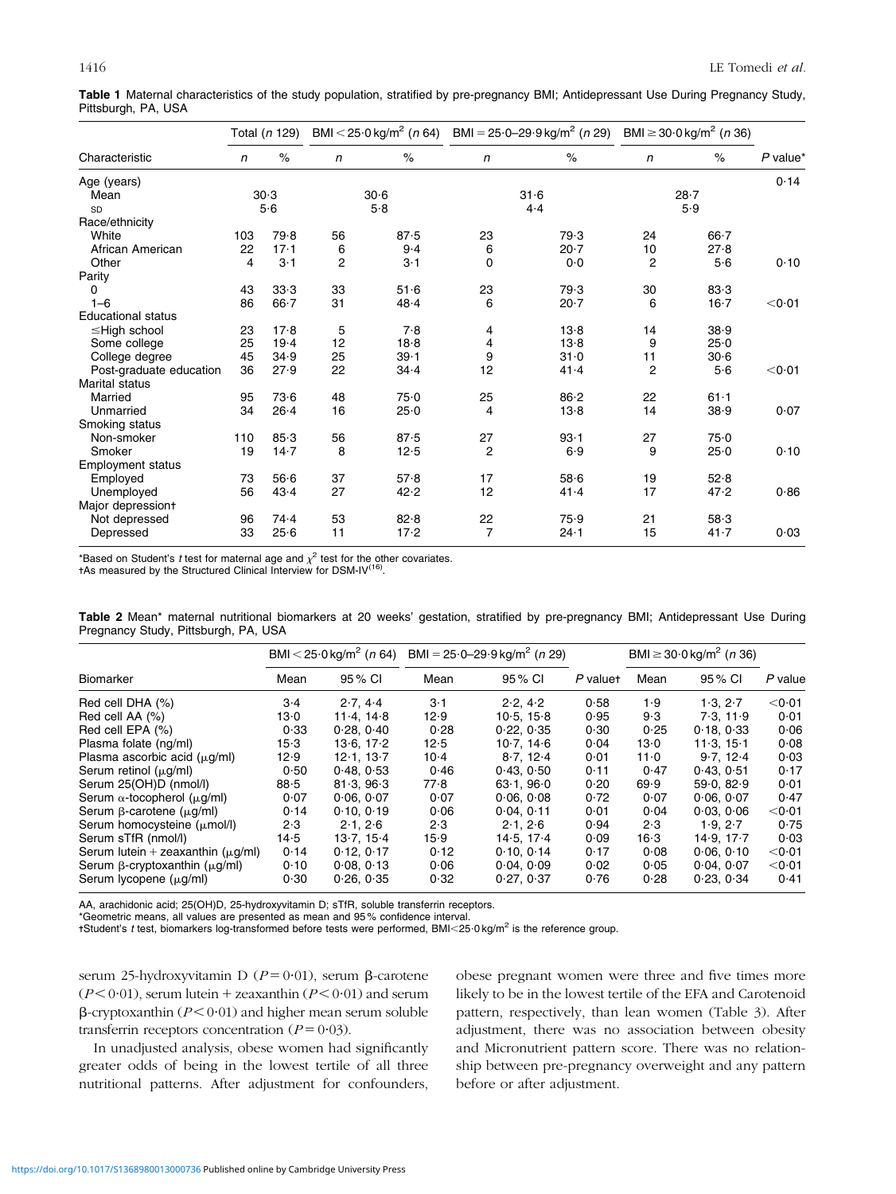**Table 1** Maternal characteristics of the study population, stratified by pre-pregnancy BMI; Antidepressant Use During Pregnancy Study, Pittsburgh, PA, USA

| Characteristic | Total (n 129) | | BMI < 25·0 kg/m$^2$ (n 64) | | BMI = 25·0–29·9 kg/m$^2$ (n 29) | | BMI ≥ 30·0 kg/m$^2$ (n 36) | | P value* |
|---|---|---|---|---|---|---|---|---|---|
| | n | % | n | % | n | % | n | % | |
| Age (years) | | | | | | | | | 0·14 |
| Mean | 30·3 | | 30·6 | | 31·6 | | 28·7 | | |
| SD | 5·6 | | 5·8 | | 4·4 | | 5·9 | | |
| Race/ethnicity | | | | | | | | | |
| White | 103 | 79·8 | 56 | 87·5 | 23 | 79·3 | 24 | 66·7 | |
| African American | 22 | 17·1 | 6 | 9·4 | 6 | 20·7 | 10 | 27·8 | |
| Other | 4 | 3·1 | 2 | 3·1 | 0 | 0·0 | 2 | 5·6 | 0·10 |
| Parity | | | | | | | | | |
| 0 | 43 | 33·3 | 33 | 51·6 | 23 | 79·3 | 30 | 83·3 | |
| 1–6 | 86 | 66·7 | 31 | 48·4 | 6 | 20·7 | 6 | 16·7 | <0·01 |
| Educational status | | | | | | | | | |
| ≤High school | 23 | 17·8 | 5 | 7·8 | 4 | 13·8 | 14 | 38·9 | |
| Some college | 25 | 19·4 | 12 | 18·8 | 4 | 13·8 | 9 | 25·0 | |
| College degree | 45 | 34·9 | 25 | 39·1 | 9 | 31·0 | 11 | 30·6 | |
| Post-graduate education | 36 | 27·9 | 22 | 34·4 | 12 | 41·4 | 2 | 5·6 | <0·01 |
| Marital status | | | | | | | | | |
| Married | 95 | 73·6 | 48 | 75·0 | 25 | 86·2 | 22 | 61·1 | |
| Unmarried | 34 | 26·4 | 16 | 25·0 | 4 | 13·8 | 14 | 38·9 | 0·07 |
| Smoking status | | | | | | | | | |
| Non-smoker | 110 | 85·3 | 56 | 87·5 | 27 | 93·1 | 27 | 75·0 | |
| Smoker | 19 | 14·7 | 8 | 12·5 | 2 | 6·9 | 9 | 25·0 | 0·10 |
| Employment status | | | | | | | | | |
| Employed | 73 | 56·6 | 37 | 57·8 | 17 | 58·6 | 19 | 52·8 | |
| Unemployed | 56 | 43·4 | 27 | 42·2 | 12 | 41·4 | 17 | 47·2 | 0·86 |
| Major depression† | | | | | | | | | |
| Not depressed | 96 | 74·4 | 53 | 82·8 | 22 | 75·9 | 21 | 58·3 | |
| Depressed | 33 | 25·6 | 11 | 17·2 | 7 | 24·1 | 15 | 41·7 | 0·03 |

*Based on Student's $t$ test for maternal age and $\chi^2$ test for the other covariates.
†As measured by the Structured Clinical Interview for DSM-IV[16].

**Table 2** Mean* maternal nutritional biomarkers at 20 weeks' gestation, stratified by pre-pregnancy BMI; Antidepressant Use During Pregnancy Study, Pittsburgh, PA, USA

| Biomarker | BMI < 25·0 kg/m$^2$ (n 64) | | BMI = 25·0–29·9 kg/m$^2$ (n 29) | | | BMI ≥ 30·0 kg/m$^2$ (n 36) | | |
|---|---|---|---|---|---|---|---|---|
| | Mean | 95 % CI | Mean | 95 % CI | P value† | Mean | 95 % CI | P value |
| Red cell DHA (%) | 3·4 | 2·7, 4·4 | 3·1 | 2·2, 4·2 | 0·58 | 1·9 | 1·3, 2·7 | <0·01 |
| Red cell AA (%) | 13·0 | 11·4, 14·8 | 12·9 | 10·5, 15·8 | 0·95 | 9·3 | 7·3, 11·9 | 0·01 |
| Red cell EPA (%) | 0·33 | 0·28, 0·40 | 0·28 | 0·22, 0·35 | 0·30 | 0·25 | 0·18, 0·33 | 0·06 |
| Plasma folate (ng/ml) | 15·3 | 13·6, 17·2 | 12·5 | 10·7, 14·6 | 0·04 | 13·0 | 11·3, 15·1 | 0·08 |
| Plasma ascorbic acid (μg/ml) | 12·9 | 12·1, 13·7 | 10·4 | 8·7, 12·4 | 0·01 | 11·0 | 9·7, 12·4 | 0·03 |
| Serum retinol (μg/ml) | 0·50 | 0·48, 0·53 | 0·46 | 0·43, 0·50 | 0·11 | 0·47 | 0·43, 0·51 | 0·17 |
| Serum 25(OH)D (nmol/l) | 88·5 | 81·3, 96·3 | 77·8 | 63·1, 96·0 | 0·20 | 69·9 | 59·0, 82·9 | 0·01 |
| Serum α-tocopherol (μg/ml) | 0·07 | 0·06, 0·07 | 0·07 | 0·06, 0·08 | 0·72 | 0·07 | 0·06, 0·07 | 0·47 |
| Serum β-carotene (μg/ml) | 0·14 | 0·10, 0·19 | 0·06 | 0·04, 0·11 | 0·01 | 0·04 | 0·03, 0·06 | <0·01 |
| Serum homocysteine (μmol/l) | 2·3 | 2·1, 2·6 | 2·3 | 2·1, 2·6 | 0·94 | 2·3 | 1·9, 2·7 | 0·75 |
| Serum sTfR (nmol/l) | 14·5 | 13·7, 15·4 | 15·9 | 14·5, 17·4 | 0·09 | 16·3 | 14·9, 17·7 | 0·03 |
| Serum lutein + zeaxanthin (μg/ml) | 0·14 | 0·12, 0·17 | 0·12 | 0·10, 0·14 | 0·17 | 0·08 | 0·06, 0·10 | <0·01 |
| Serum β-cryptoxanthin (μg/ml) | 0·10 | 0·08, 0·13 | 0·06 | 0·04, 0·09 | 0·02 | 0·05 | 0·04, 0·07 | <0·01 |
| Serum lycopene (μg/ml) | 0·30 | 0·26, 0·35 | 0·32 | 0·27, 0·37 | 0·76 | 0·28 | 0·23, 0·34 | 0·41 |

AA, arachidonic acid; 25(OH)D, 25-hydroxyvitamin D; sTfR, soluble transferrin receptors.
*Geometric means, all values are presented as mean and 95 % confidence interval.
†Student's $t$ test, biomarkers log-transformed before tests were performed, BMI<25·0 kg/m$^2$ is the reference group.

serum 25-hydroxyvitamin D ($P = 0·01$), serum β-carotene ($P < 0·01$), serum lutein + zeaxanthin ($P < 0·01$) and serum β-cryptoxanthin ($P < 0·01$) and higher mean serum soluble transferrin receptors concentration ($P = 0·03$).

In unadjusted analysis, obese women had significantly greater odds of being in the lowest tertile of all three nutritional patterns. After adjustment for confounders, obese pregnant women were three and five times more likely to be in the lowest tertile of the EFA and Carotenoid pattern, respectively, than lean women (Table 3). After adjustment, there was no association between obesity and Micronutrient pattern score. There was no relationship between pre-pregnancy overweight and any pattern before or after adjustment.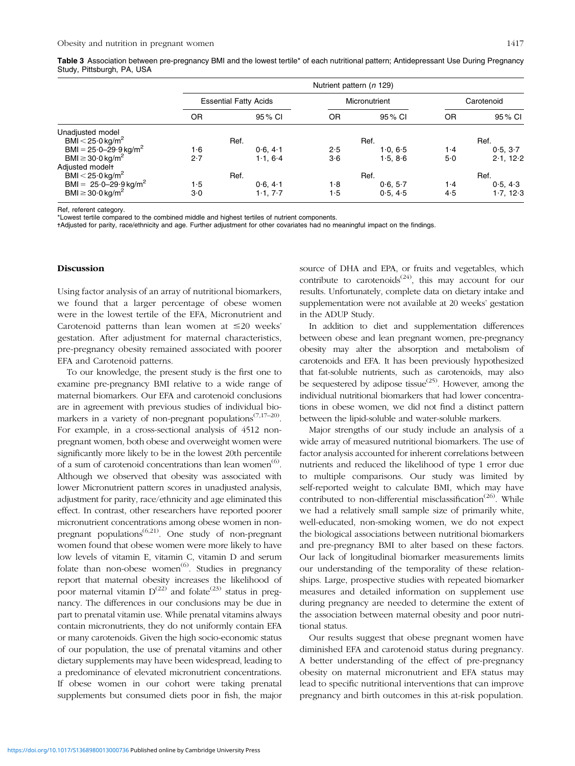**Table 3** Association between pre-pregnancy BMI and the lowest tertile* of each nutritional pattern; Antidepressant Use During Pregnancy Study, Pittsburgh, PA, USA

| | Nutrient pattern (*n* 129) | | | | | |
|---|---|---|---|---|---|---|
| | Essential Fatty Acids | | Micronutrient | | Carotenoid | |
| | OR | 95 % CI | OR | 95 % CI | OR | 95 % CI |
| Unadjusted model | | | | | | |
| BMI < 25·0 kg/m$^2$ | Ref. | | Ref. | | Ref. | |
| BMI = 25·0–29·9 kg/m$^2$ | 1·6 | 0·6, 4·1 | 2·5 | 1·0, 6·5 | 1·4 | 0·5, 3·7 |
| BMI ≥ 30·0 kg/m$^2$ | 2·7 | 1·1, 6·4 | 3·6 | 1·5, 8·6 | 5·0 | 2·1, 12·2 |
| Adjusted model† | | | | | | |
| BMI < 25·0 kg/m$^2$ | Ref. | | Ref. | | Ref. | |
| BMI = 25·0–29·9 kg/m$^2$ | 1·5 | 0·6, 4·1 | 1·8 | 0·6, 5·7 | 1·4 | 0·5, 4·3 |
| BMI ≥ 30·0 kg/m$^2$ | 3·0 | 1·1, 7·7 | 1·5 | 0·5, 4·5 | 4·5 | 1·7, 12·3 |

Ref, referent category.

*Lowest tertile compared to the combined middle and highest tertiles of nutrient components.

†Adjusted for parity, race/ethnicity and age. Further adjustment for other covariates had no meaningful impact on the findings.

## Discussion

Using factor analysis of an array of nutritional biomarkers, we found that a larger percentage of obese women were in the lowest tertile of the EFA, Micronutrient and Carotenoid patterns than lean women at ≤20 weeks' gestation. After adjustment for maternal characteristics, pre-pregnancy obesity remained associated with poorer EFA and Carotenoid patterns.

To our knowledge, the present study is the first one to examine pre-pregnancy BMI relative to a wide range of maternal biomarkers. Our EFA and carotenoid conclusions are in agreement with previous studies of individual biomarkers in a variety of non-pregnant populations[7,17–20]. For example, in a cross-sectional analysis of 4512 non-pregnant women, both obese and overweight women were significantly more likely to be in the lowest 20th percentile of a sum of carotenoid concentrations than lean women[6]. Although we observed that obesity was associated with lower Micronutrient pattern scores in unadjusted analysis, adjustment for parity, race/ethnicity and age eliminated this effect. In contrast, other researchers have reported poorer micronutrient concentrations among obese women in non-pregnant populations[6,21]. One study of non-pregnant women found that obese women were more likely to have low levels of vitamin E, vitamin C, vitamin D and serum folate than non-obese women[6]. Studies in pregnancy report that maternal obesity increases the likelihood of poor maternal vitamin D[22] and folate[23] status in pregnancy. The differences in our conclusions may be due in part to prenatal vitamin use. While prenatal vitamins always contain micronutrients, they do not uniformly contain EFA or many carotenoids. Given the high socio-economic status of our population, the use of prenatal vitamins and other dietary supplements may have been widespread, leading to a predominance of elevated micronutrient concentrations. If obese women in our cohort were taking prenatal supplements but consumed diets poor in fish, the major source of DHA and EPA, or fruits and vegetables, which contribute to carotenoids[24], this may account for our results. Unfortunately, complete data on dietary intake and supplementation were not available at 20 weeks' gestation in the ADUP Study.

In addition to diet and supplementation differences between obese and lean pregnant women, pre-pregnancy obesity may alter the absorption and metabolism of carotenoids and EFA. It has been previously hypothesized that fat-soluble nutrients, such as carotenoids, may also be sequestered by adipose tissue[25]. However, among the individual nutritional biomarkers that had lower concentrations in obese women, we did not find a distinct pattern between the lipid-soluble and water-soluble markers.

Major strengths of our study include an analysis of a wide array of measured nutritional biomarkers. The use of factor analysis accounted for inherent correlations between nutrients and reduced the likelihood of type 1 error due to multiple comparisons. Our study was limited by self-reported weight to calculate BMI, which may have contributed to non-differential misclassification[26]. While we had a relatively small sample size of primarily white, well-educated, non-smoking women, we do not expect the biological associations between nutritional biomarkers and pre-pregnancy BMI to alter based on these factors. Our lack of longitudinal biomarker measurements limits our understanding of the temporality of these relationships. Large, prospective studies with repeated biomarker measures and detailed information on supplement use during pregnancy are needed to determine the extent of the association between maternal obesity and poor nutritional status.

Our results suggest that obese pregnant women have diminished EFA and carotenoid status during pregnancy. A better understanding of the effect of pre-pregnancy obesity on maternal micronutrient and EFA status may lead to specific nutritional interventions that can improve pregnancy and birth outcomes in this at-risk population.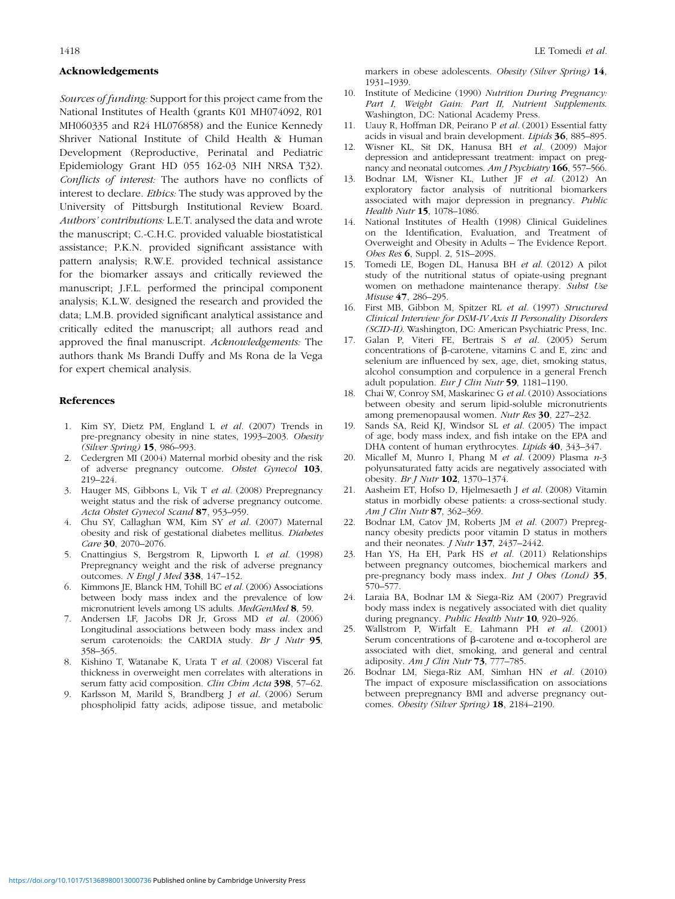### Acknowledgements

*Sources of funding:* Support for this project came from the National Institutes of Health (grants K01 MH074092, R01 MH060335 and R24 HL076858) and the Eunice Kennedy Shriver National Institute of Child Health & Human Development (Reproductive, Perinatal and Pediatric Epidemiology Grant HD 055 162-03 NIH NRSA T32). *Conflicts of interest:* The authors have no conflicts of interest to declare. *Ethics:* The study was approved by the University of Pittsburgh Institutional Review Board. *Authors' contributions:* L.E.T. analysed the data and wrote the manuscript; C.-C.H.C. provided valuable biostatistical assistance; P.K.N. provided significant assistance with pattern analysis; R.W.E. provided technical assistance for the biomarker assays and critically reviewed the manuscript; J.F.L. performed the principal component analysis; K.L.W. designed the research and provided the data; L.M.B. provided significant analytical assistance and critically edited the manuscript; all authors read and approved the final manuscript. *Acknowledgements:* The authors thank Ms Brandi Duffy and Ms Rona de la Vega for expert chemical analysis.

### References

1. Kim SY, Dietz PM, England L *et al.* (2007) Trends in pre-pregnancy obesity in nine states, 1993–2003. *Obesity (Silver Spring)* **15**, 986–993.
2. Cedergren MI (2004) Maternal morbid obesity and the risk of adverse pregnancy outcome. *Obstet Gynecol* **103**, 219–224.
3. Hauger MS, Gibbons L, Vik T *et al.* (2008) Prepregnancy weight status and the risk of adverse pregnancy outcome. *Acta Obstet Gynecol Scand* **87**, 953–959.
4. Chu SY, Callaghan WM, Kim SY *et al.* (2007) Maternal obesity and risk of gestational diabetes mellitus. *Diabetes Care* **30**, 2070–2076.
5. Cnattingius S, Bergstrom R, Lipworth L *et al.* (1998) Prepregnancy weight and the risk of adverse pregnancy outcomes. *N Engl J Med* **338**, 147–152.
6. Kimmons JE, Blanck HM, Tohill BC *et al.* (2006) Associations between body mass index and the prevalence of low micronutrient levels among US adults. *MedGenMed* **8**, 59.
7. Andersen LF, Jacobs DR Jr, Gross MD *et al.* (2006) Longitudinal associations between body mass index and serum carotenoids: the CARDIA study. *Br J Nutr* **95**, 358–365.
8. Kishino T, Watanabe K, Urata T *et al.* (2008) Visceral fat thickness in overweight men correlates with alterations in serum fatty acid composition. *Clin Chim Acta* **398**, 57–62.
9. Karlsson M, Marild S, Brandberg J *et al.* (2006) Serum phospholipid fatty acids, adipose tissue, and metabolic markers in obese adolescents. *Obesity (Silver Spring)* **14**, 1931–1939.
10. Institute of Medicine (1990) *Nutrition During Pregnancy: Part I, Weight Gain: Part II, Nutrient Supplements*. Washington, DC: National Academy Press.
11. Uauy R, Hoffman DR, Peirano P *et al.* (2001) Essential fatty acids in visual and brain development. *Lipids* **36**, 885–895.
12. Wisner KL, Sit DK, Hanusa BH *et al.* (2009) Major depression and antidepressant treatment: impact on pregnancy and neonatal outcomes. *Am J Psychiatry* **166**, 557–566.
13. Bodnar LM, Wisner KL, Luther JF *et al.* (2012) An exploratory factor analysis of nutritional biomarkers associated with major depression in pregnancy. *Public Health Nutr* **15**, 1078–1086.
14. National Institutes of Health (1998) Clinical Guidelines on the Identification, Evaluation, and Treatment of Overweight and Obesity in Adults – The Evidence Report. *Obes Res* **6**, Suppl. 2, 51S–209S.
15. Tomedi LE, Bogen DL, Hanusa BH *et al.* (2012) A pilot study of the nutritional status of opiate-using pregnant women on methadone maintenance therapy. *Subst Use Misuse* **47**, 286–295.
16. First MB, Gibbon M, Spitzer RL *et al.* (1997) *Structured Clinical Interview for DSM-IV Axis II Personality Disorders (SCID-II)*. Washington, DC: American Psychiatric Press, Inc.
17. Galan P, Viteri FE, Bertrais S *et al.* (2005) Serum concentrations of β-carotene, vitamins C and E, zinc and selenium are influenced by sex, age, diet, smoking status, alcohol consumption and corpulence in a general French adult population. *Eur J Clin Nutr* **59**, 1181–1190.
18. Chai W, Conroy SM, Maskarinec G *et al.* (2010) Associations between obesity and serum lipid-soluble micronutrients among premenopausal women. *Nutr Res* **30**, 227–232.
19. Sands SA, Reid KJ, Windsor SL *et al.* (2005) The impact of age, body mass index, and fish intake on the EPA and DHA content of human erythrocytes. *Lipids* **40**, 343–347.
20. Micallef M, Munro I, Phang M *et al.* (2009) Plasma *n*-3 polyunsaturated fatty acids are negatively associated with obesity. *Br J Nutr* **102**, 1370–1374.
21. Aasheim ET, Hofso D, Hjelmesaeth J *et al.* (2008) Vitamin status in morbidly obese patients: a cross-sectional study. *Am J Clin Nutr* **87**, 362–369.
22. Bodnar LM, Catov JM, Roberts JM *et al.* (2007) Prepregnancy obesity predicts poor vitamin D status in mothers and their neonates. *J Nutr* **137**, 2437–2442.
23. Han YS, Ha EH, Park HS *et al.* (2011) Relationships between pregnancy outcomes, biochemical markers and pre-pregnancy body mass index. *Int J Obes (Lond)* **35**, 570–577.
24. Laraia BA, Bodnar LM & Siega-Riz AM (2007) Pregravid body mass index is negatively associated with diet quality during pregnancy. *Public Health Nutr* **10**, 920–926.
25. Wallstrom P, Wirfalt E, Lahmann PH *et al.* (2001) Serum concentrations of β-carotene and α-tocopherol are associated with diet, smoking, and general and central adiposity. *Am J Clin Nutr* **73**, 777–785.
26. Bodnar LM, Siega-Riz AM, Simhan HN *et al.* (2010) The impact of exposure misclassification on associations between prepregnancy BMI and adverse pregnancy outcomes. *Obesity (Silver Spring)* **18**, 2184–2190.